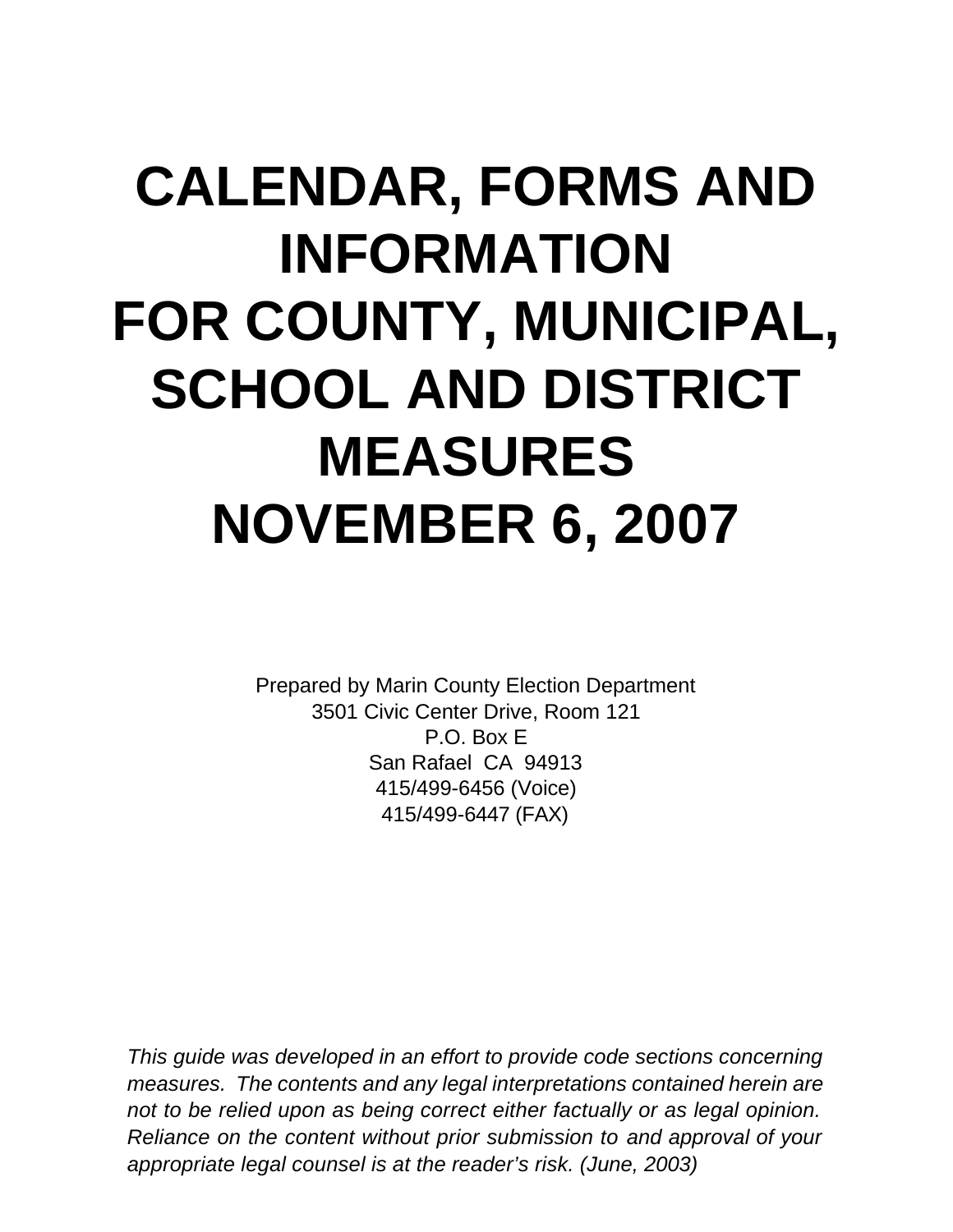# CALENDAR, FORMS AND INFORMATION FOR COUNTY, MUNICIPAL, SCHOOL AND DISTRICT MEASURES NOVEMBER 6, 2007

Prepared by Marin County Election Department
3501 Civic Center Drive, Room 121
P.O. Box E
San Rafael CA 94913
415/499-6456 (Voice)
415/499-6447 (FAX)

*This guide was developed in an effort to provide code sections concerning measures. The contents and any legal interpretations contained herein are not to be relied upon as being correct either factually or as legal opinion. Reliance on the content without prior submission to and approval of your appropriate legal counsel is at the reader's risk. (June, 2003)*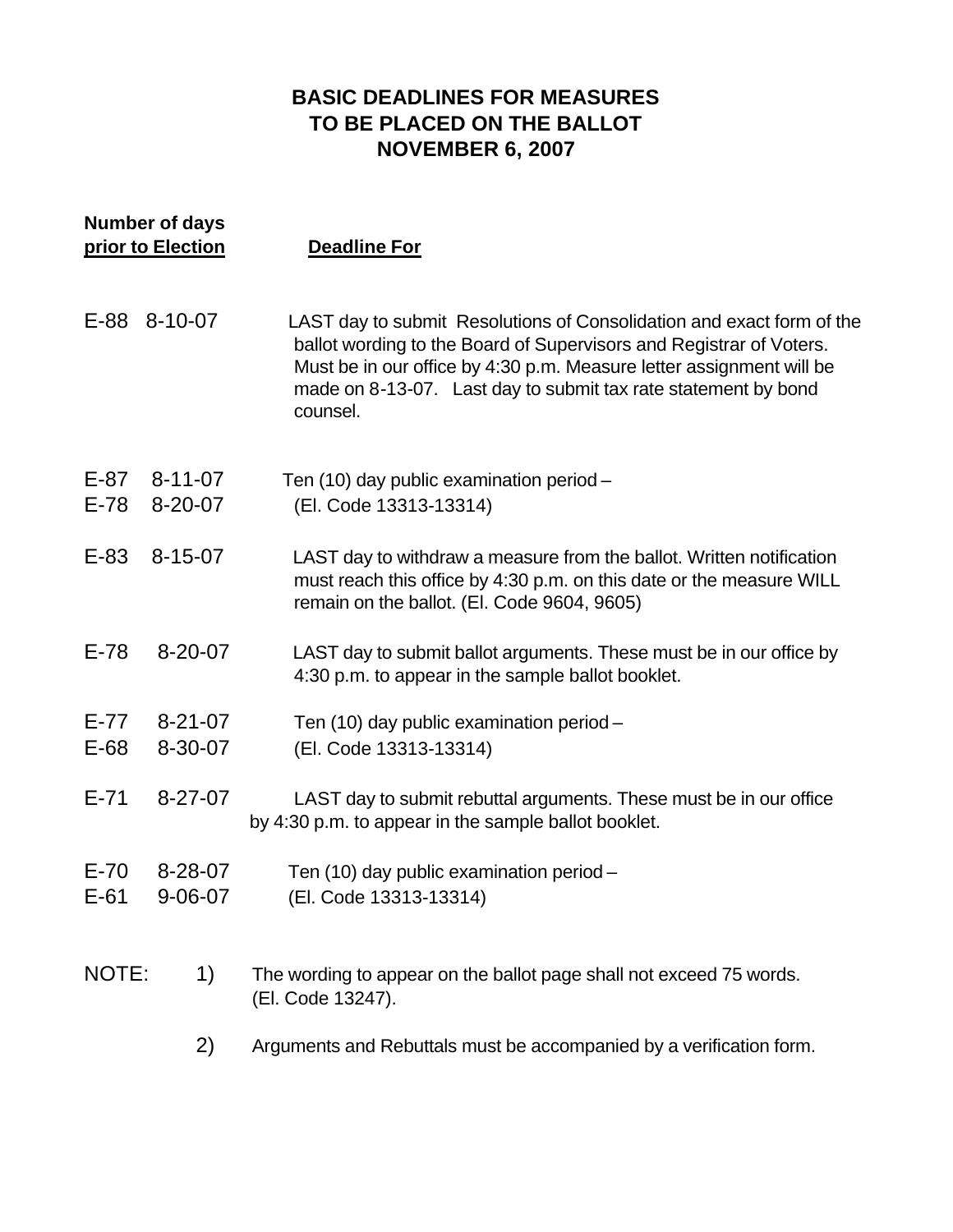# BASIC DEADLINES FOR MEASURES TO BE PLACED ON THE BALLOT NOVEMBER 6, 2007

| Number of days prior to Election | | Deadline For |
|---|---|---|
| E-88 | 8-10-07 | LAST day to submit Resolutions of Consolidation and exact form of the ballot wording to the Board of Supervisors and Registrar of Voters. Must be in our office by 4:30 p.m. Measure letter assignment will be made on 8-13-07. Last day to submit tax rate statement by bond counsel. |
| E-87<br>E-78 | 8-11-07<br>8-20-07 | Ten (10) day public examination period – (El. Code 13313-13314) |
| E-83 | 8-15-07 | LAST day to withdraw a measure from the ballot. Written notification must reach this office by 4:30 p.m. on this date or the measure WILL remain on the ballot. (El. Code 9604, 9605) |
| E-78 | 8-20-07 | LAST day to submit ballot arguments. These must be in our office by 4:30 p.m. to appear in the sample ballot booklet. |
| E-77<br>E-68 | 8-21-07<br>8-30-07 | Ten (10) day public examination period – (El. Code 13313-13314) |
| E-71 | 8-27-07 | LAST day to submit rebuttal arguments. These must be in our office by 4:30 p.m. to appear in the sample ballot booklet. |
| E-70<br>E-61 | 8-28-07<br>9-06-07 | Ten (10) day public examination period – (El. Code 13313-13314) |

NOTE:

1) The wording to appear on the ballot page shall not exceed 75 words. (El. Code 13247).

2) Arguments and Rebuttals must be accompanied by a verification form.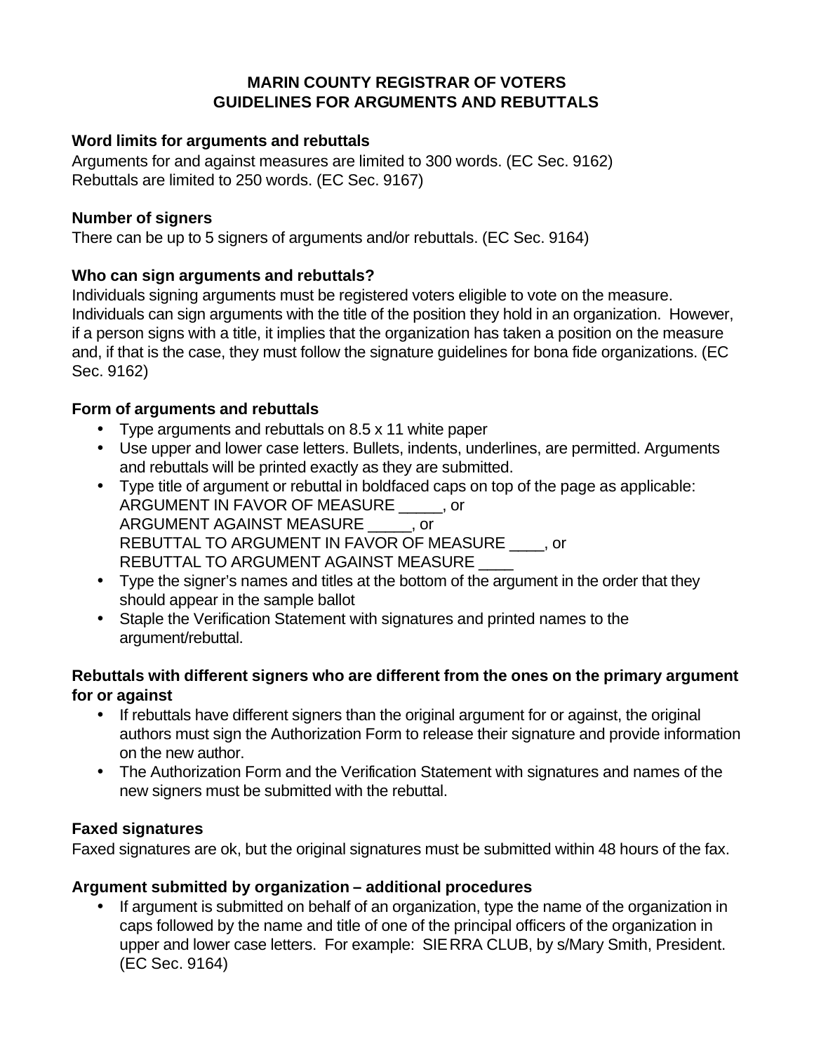# MARIN COUNTY REGISTRAR OF VOTERS
## GUIDELINES FOR ARGUMENTS AND REBUTTALS

**Word limits for arguments and rebuttals**

Arguments for and against measures are limited to 300 words. (EC Sec. 9162)
Rebuttals are limited to 250 words. (EC Sec. 9167)

**Number of signers**

There can be up to 5 signers of arguments and/or rebuttals. (EC Sec. 9164)

**Who can sign arguments and rebuttals?**

Individuals signing arguments must be registered voters eligible to vote on the measure. Individuals can sign arguments with the title of the position they hold in an organization. However, if a person signs with a title, it implies that the organization has taken a position on the measure and, if that is the case, they must follow the signature guidelines for bona fide organizations. (EC Sec. 9162)

**Form of arguments and rebuttals**

- Type arguments and rebuttals on 8.5 x 11 white paper
- Use upper and lower case letters. Bullets, indents, underlines, are permitted. Arguments and rebuttals will be printed exactly as they are submitted.
- Type title of argument or rebuttal in boldfaced caps on top of the page as applicable:
  ARGUMENT IN FAVOR OF MEASURE _____, or
  ARGUMENT AGAINST MEASURE _____, or
  REBUTTAL TO ARGUMENT IN FAVOR OF MEASURE ____, or
  REBUTTAL TO ARGUMENT AGAINST MEASURE ____
- Type the signer's names and titles at the bottom of the argument in the order that they should appear in the sample ballot
- Staple the Verification Statement with signatures and printed names to the argument/rebuttal.

**Rebuttals with different signers who are different from the ones on the primary argument for or against**

- If rebuttals have different signers than the original argument for or against, the original authors must sign the Authorization Form to release their signature and provide information on the new author.
- The Authorization Form and the Verification Statement with signatures and names of the new signers must be submitted with the rebuttal.

**Faxed signatures**

Faxed signatures are ok, but the original signatures must be submitted within 48 hours of the fax.

**Argument submitted by organization – additional procedures**

- If argument is submitted on behalf of an organization, type the name of the organization in caps followed by the name and title of one of the principal officers of the organization in upper and lower case letters. For example: SIERRA CLUB, by s/Mary Smith, President. (EC Sec. 9164)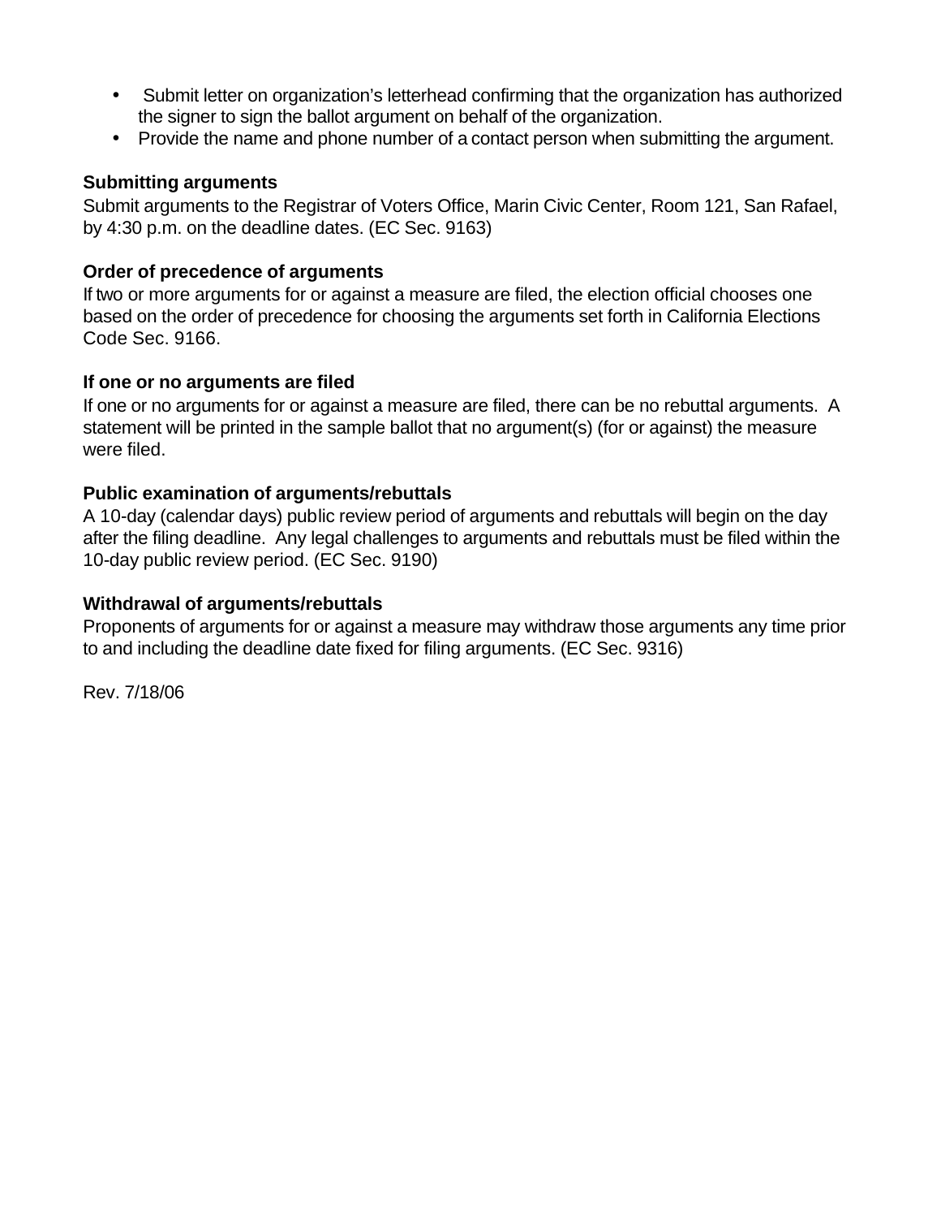- Submit letter on organization's letterhead confirming that the organization has authorized the signer to sign the ballot argument on behalf of the organization.
- Provide the name and phone number of a contact person when submitting the argument.

**Submitting arguments**

Submit arguments to the Registrar of Voters Office, Marin Civic Center, Room 121, San Rafael, by 4:30 p.m. on the deadline dates. (EC Sec. 9163)

**Order of precedence of arguments**

If two or more arguments for or against a measure are filed, the election official chooses one based on the order of precedence for choosing the arguments set forth in California Elections Code Sec. 9166.

**If one or no arguments are filed**

If one or no arguments for or against a measure are filed, there can be no rebuttal arguments. A statement will be printed in the sample ballot that no argument(s) (for or against) the measure were filed.

**Public examination of arguments/rebuttals**

A 10-day (calendar days) public review period of arguments and rebuttals will begin on the day after the filing deadline. Any legal challenges to arguments and rebuttals must be filed within the 10-day public review period. (EC Sec. 9190)

**Withdrawal of arguments/rebuttals**

Proponents of arguments for or against a measure may withdraw those arguments any time prior to and including the deadline date fixed for filing arguments. (EC Sec. 9316)

Rev. 7/18/06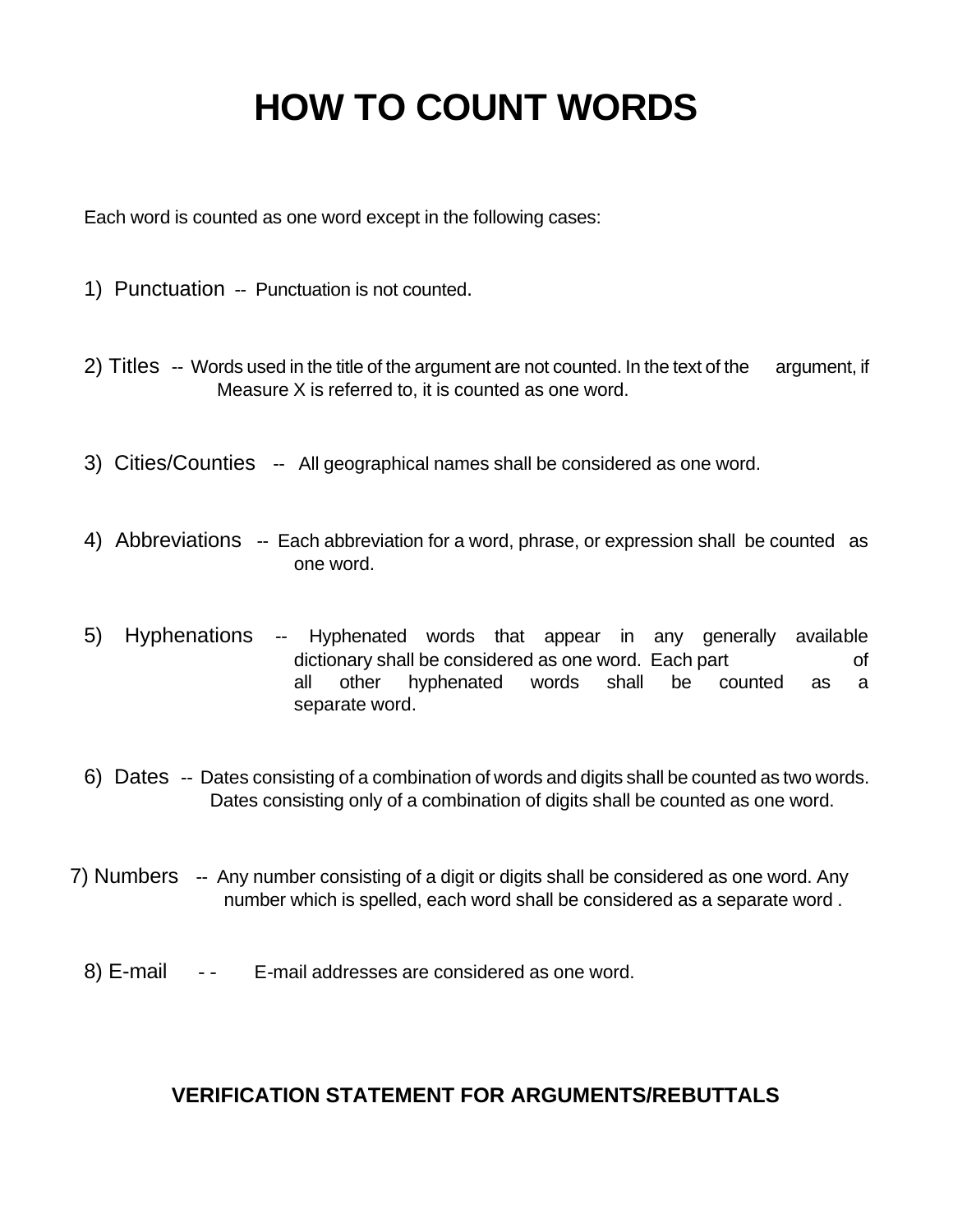# HOW TO COUNT WORDS

Each word is counted as one word except in the following cases:

1) Punctuation -- Punctuation is not counted.

2) Titles -- Words used in the title of the argument are not counted. In the text of the argument, if Measure X is referred to, it is counted as one word.

3) Cities/Counties -- All geographical names shall be considered as one word.

4) Abbreviations -- Each abbreviation for a word, phrase, or expression shall be counted as one word.

5) Hyphenations -- Hyphenated words that appear in any generally available dictionary shall be considered as one word. Each part of all other hyphenated words shall be counted as a separate word.

6) Dates -- Dates consisting of a combination of words and digits shall be counted as two words. Dates consisting only of a combination of digits shall be counted as one word.

7) Numbers -- Any number consisting of a digit or digits shall be considered as one word. Any number which is spelled, each word shall be considered as a separate word .

8) E-mail - - E-mail addresses are considered as one word.

**VERIFICATION STATEMENT FOR ARGUMENTS/REBUTTALS**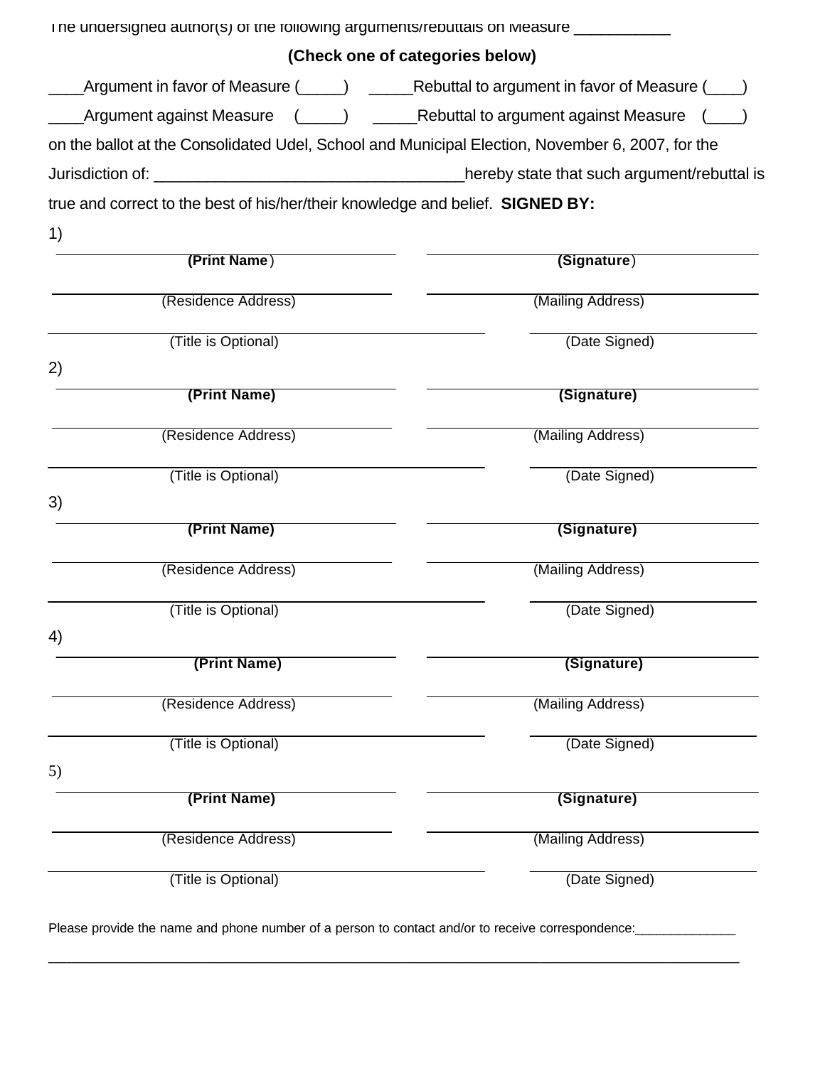The undersigned author(s) of the following arguments/rebuttals on Measure ___________

**(Check one of categories below)**

____Argument in favor of Measure (_____)     _____Rebuttal to argument in favor of Measure (____)

____Argument against Measure    (_____)     _____Rebuttal to argument against Measure   (____)

on the ballot at the Consolidated Udel, School and Municipal Election, November 6, 2007, for the Jurisdiction of: ___________________________________hereby state that such argument/rebuttal is true and correct to the best of his/her/their knowledge and belief. **SIGNED BY:**

1)

| | |
|---|---|
| **(Print Name)** | **(Signature)** |
| (Residence Address) | (Mailing Address) |
| (Title is Optional) | (Date Signed) |

2)

| | |
|---|---|
| **(Print Name)** | **(Signature)** |
| (Residence Address) | (Mailing Address) |
| (Title is Optional) | (Date Signed) |

3)

| | |
|---|---|
| **(Print Name)** | **(Signature)** |
| (Residence Address) | (Mailing Address) |
| (Title is Optional) | (Date Signed) |

4)

| | |
|---|---|
| **(Print Name)** | **(Signature)** |
| (Residence Address) | (Mailing Address) |
| (Title is Optional) | (Date Signed) |

5)

| | |
|---|---|
| **(Print Name)** | **(Signature)** |
| (Residence Address) | (Mailing Address) |
| (Title is Optional) | (Date Signed) |

Please provide the name and phone number of a person to contact and/or to receive correspondence:______________

______________________________________________________________________________________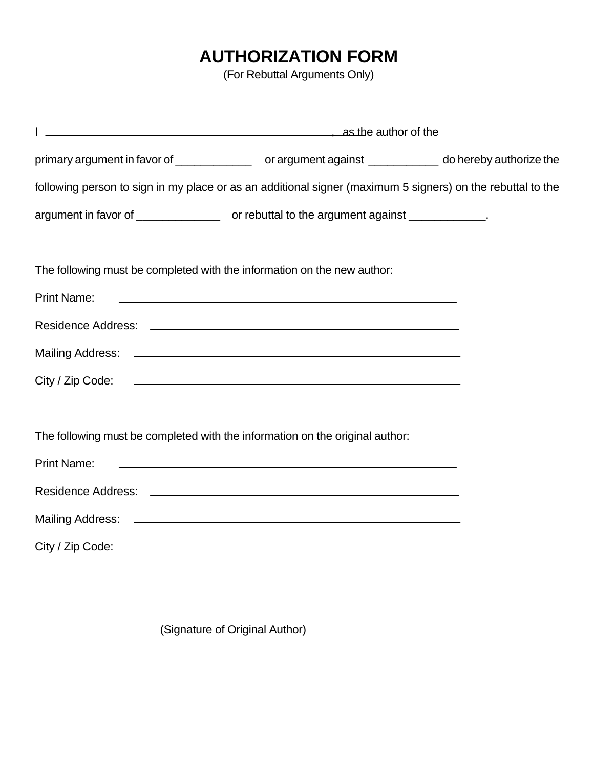# AUTHORIZATION FORM

(For Rebuttal Arguments Only)

I ______________________________________________, as the author of the primary argument in favor of ____________ or argument against ___________ do hereby authorize the following person to sign in my place or as an additional signer (maximum 5 signers) on the rebuttal to the argument in favor of _____________ or rebuttal to the argument against ____________.

The following must be completed with the information on the new author:

Print Name: ______________________________________________

Residence Address: ______________________________________________

Mailing Address: ______________________________________________

City / Zip Code: ______________________________________________

The following must be completed with the information on the original author:

Print Name: ______________________________________________

Residence Address: ______________________________________________

Mailing Address: ______________________________________________

City / Zip Code: ______________________________________________

______________________________________________

(Signature of Original Author)